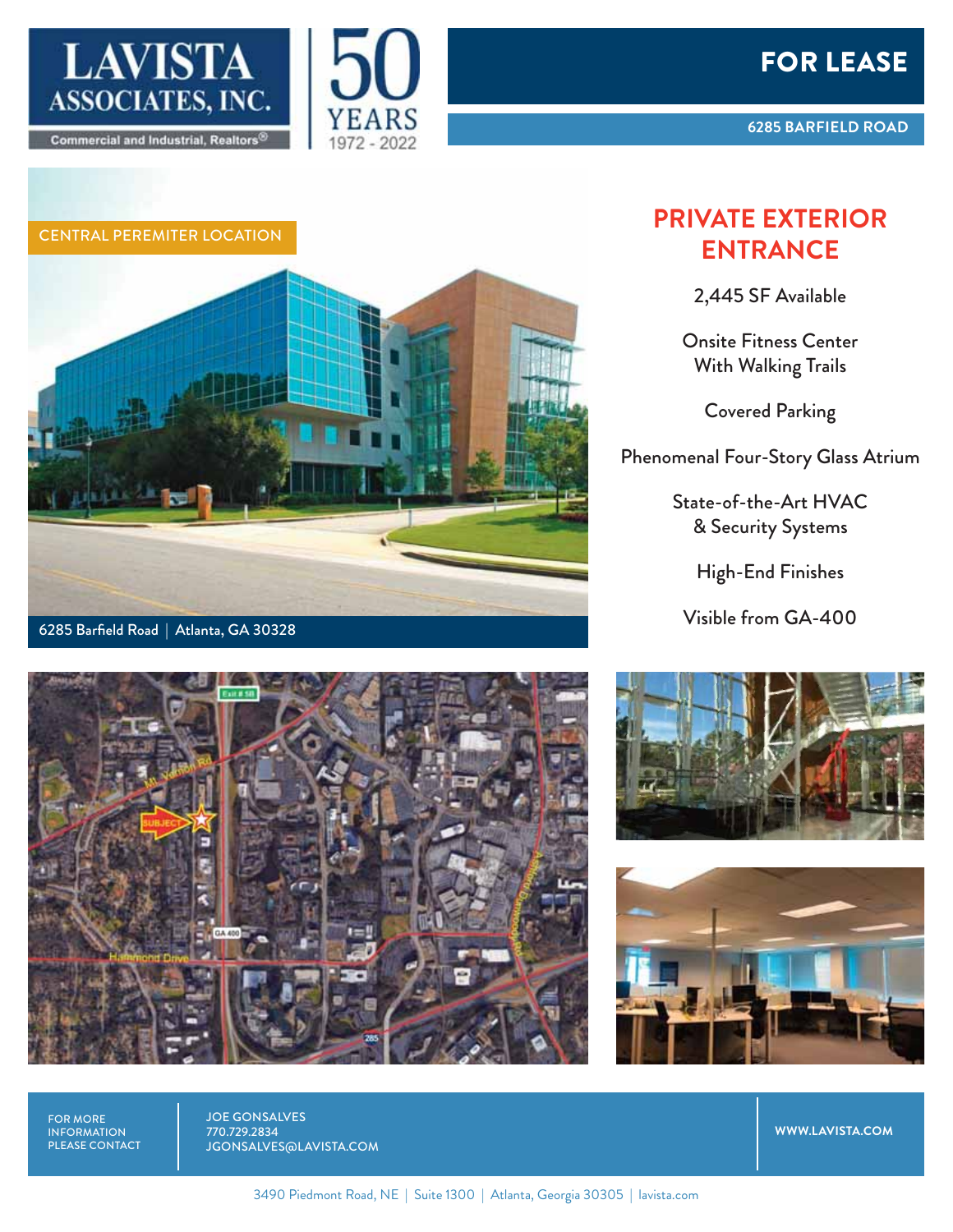# LAVISTA ASSOCIATES, INC.

Commercial and Industrial, Realtors®

50 YEARS 1972 - 2022

## FOR LEASE

**6285 BARFIELD ROAD**

CENTRAL PEREMITER LOCATION

6285 Barfield Road | Atlanta, GA 30328

## PRIVATE EXTERIOR ENTRANCE

2,445 SF Available

Onsite Fitness Center With Walking Trails

Covered Parking

Phenomenal Four-Story Glass Atrium

State-of-the-Art HVAC & Security Systems

High-End Finishes

Visible from GA-400

FOR MORE INFORMATION PLEASE CONTACT

JOE GONSALVES
770.729.2834
JGONSALVES@LAVISTA.COM

WWW.LAVISTA.COM

3490 Piedmont Road, NE | Suite 1300 | Atlanta, Georgia 30305 | lavista.com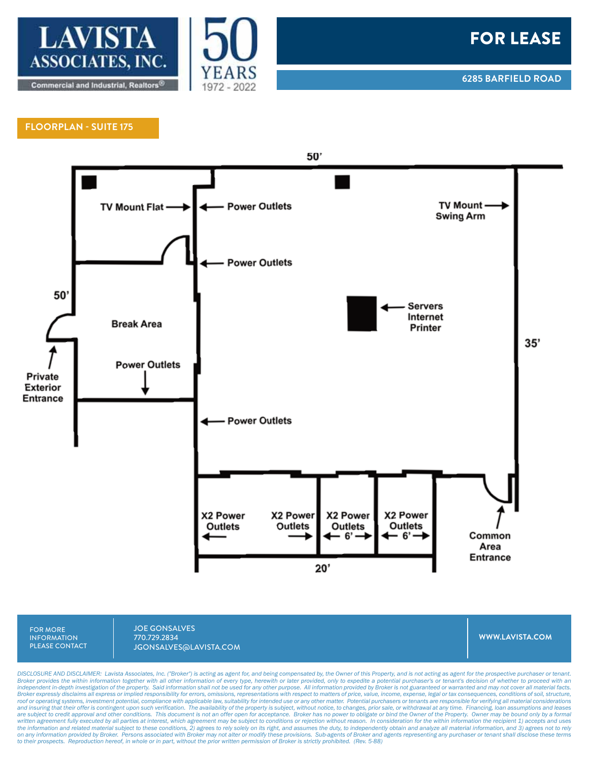LAVISTA ASSOCIATES, INC.
Commercial and Industrial, Realtors®

50 YEARS 1972 - 2022

# FOR LEASE

**6285 BARFIELD ROAD**

## FLOORPLAN - SUITE 175

50'

TV Mount Flat

Power Outlets

TV Mount Swing Arm

Power Outlets

50'

Servers Internet Printer

Break Area

35'

Power Outlets

Private Exterior Entrance

Power Outlets

X2 Power Outlets

X2 Power Outlets

X2 Power Outlets 6'

X2 Power Outlets 6'

Common Area Entrance

20'

FOR MORE INFORMATION PLEASE CONTACT

JOE GONSALVES
770.729.2834
JGONSALVES@LAVISTA.COM

WWW.LAVISTA.COM

*DISCLOSURE AND DISCLAIMER: Lavista Associates, Inc. ("Broker") is acting as agent for, and being compensated by, the Owner of this Property, and is not acting as agent for the prospective purchaser or tenant. Broker provides the within information together with all other information of every type, herewith or later provided, only to expedite a potential purchaser's or tenant's decision of whether to proceed with an independent in-depth investigation of the property. Said information shall not be used for any other purpose. All information provided by Broker is not guaranteed or warranted and may not cover all material facts. Broker expressly disclaims all express or implied responsibility for errors, omissions, representations with respect to matters of price, value, income, expense, legal or tax consequences, conditions of soil, structure, roof or operating systems, investment potential, compliance with applicable law, suitability for intended use or any other matter. Potential purchasers or tenants are responsible for verifying all material considerations and insuring that their offer is contingent upon such verification. The availability of the property is subject, without notice, to changes, prior sale, or withdrawal at any time. Financing, loan assumptions and leases are subject to credit approval and other conditions. This document is not an offer open for acceptance. Broker has no power to obligate or bind the Owner of the Property. Owner may be bound only by a formal written agreement fully executed by all parties at interest, which agreement may be subject to conditions or rejection without reason. In consideration for the within information the recipient 1) accepts and uses the information and related material subject to these conditions, 2) agrees to rely solely on its right, and assumes the duty, to independently obtain and analyze all material information, and 3) agrees not to rely on any information provided by Broker. Persons associated with Broker may not alter or modify these provisions. Sub-agents of Broker and agents representing any purchaser or tenant shall disclose these terms to their prospects. Reproduction hereof, in whole or in part, without the prior written permission of Broker is strictly prohibited. (Rev. 5-88)*